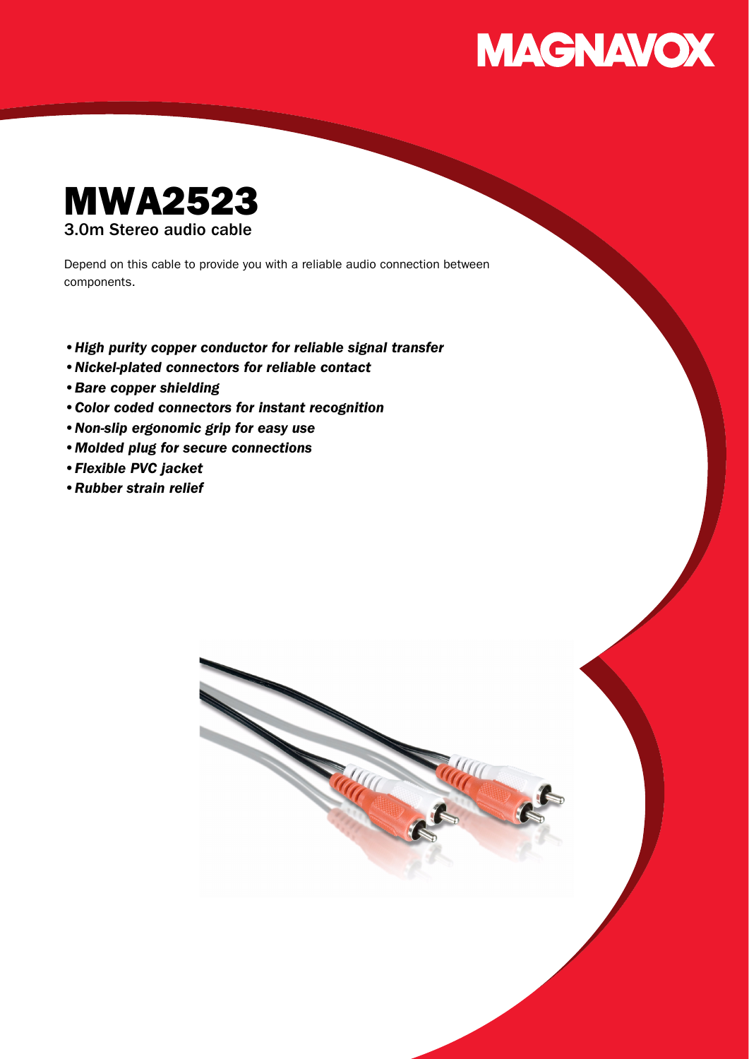MAGNAVOX

# MWA2523

## 3.0m Stereo audio cable

Depend on this cable to provide you with a reliable audio connection between components.

- ***High purity copper conductor for reliable signal transfer***
- ***Nickel-plated connectors for reliable contact***
- ***Bare copper shielding***
- ***Color coded connectors for instant recognition***
- ***Non-slip ergonomic grip for easy use***
- ***Molded plug for secure connections***
- ***Flexible PVC jacket***
- ***Rubber strain relief***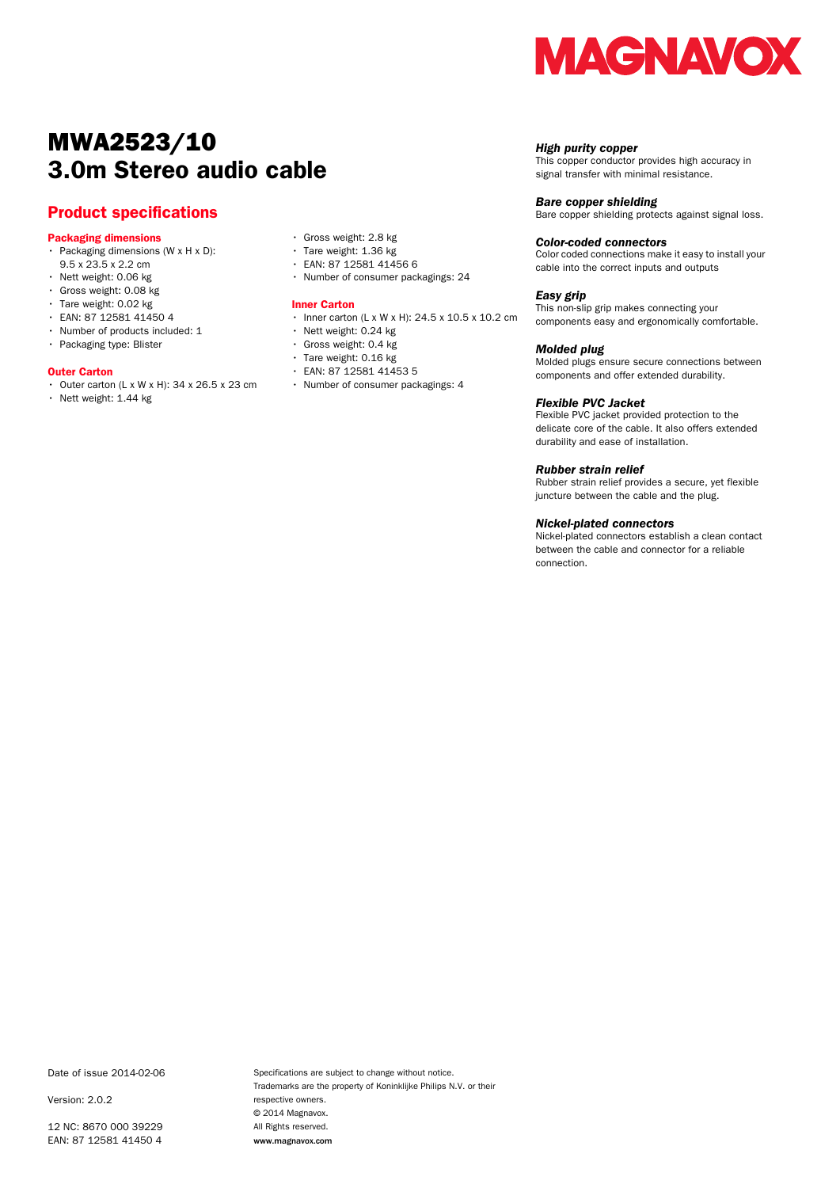# MWA2523/10
# 3.0m Stereo audio cable

## Product specifications

**Packaging dimensions**

- Packaging dimensions (W x H x D): 9.5 x 23.5 x 2.2 cm
- Nett weight: 0.06 kg
- Gross weight: 0.08 kg
- Tare weight: 0.02 kg
- EAN: 87 12581 41450 4
- Number of products included: 1
- Packaging type: Blister

**Outer Carton**

- Outer carton (L x W x H): 34 x 26.5 x 23 cm
- Nett weight: 1.44 kg
- Gross weight: 2.8 kg
- Tare weight: 1.36 kg
- EAN: 87 12581 41456 6
- Number of consumer packagings: 24

**Inner Carton**

- Inner carton (L x W x H): 24.5 x 10.5 x 10.2 cm
- Nett weight: 0.24 kg
- Gross weight: 0.4 kg
- Tare weight: 0.16 kg
- EAN: 87 12581 41453 5
- Number of consumer packagings: 4

### *High purity copper*
This copper conductor provides high accuracy in signal transfer with minimal resistance.

### *Bare copper shielding*
Bare copper shielding protects against signal loss.

### *Color-coded connectors*
Color coded connections make it easy to install your cable into the correct inputs and outputs

### *Easy grip*
This non-slip grip makes connecting your components easy and ergonomically comfortable.

### *Molded plug*
Molded plugs ensure secure connections between components and offer extended durability.

### *Flexible PVC Jacket*
Flexible PVC jacket provided protection to the delicate core of the cable. It also offers extended durability and ease of installation.

### *Rubber strain relief*
Rubber strain relief provides a secure, yet flexible juncture between the cable and the plug.

### *Nickel-plated connectors*
Nickel-plated connectors establish a clean contact between the cable and connector for a reliable connection.

Date of issue 2014-02-06

Version: 2.0.2

12 NC: 8670 000 39229
EAN: 87 12581 41450 4

Specifications are subject to change without notice.
Trademarks are the property of Koninklijke Philips N.V. or their respective owners.
© 2014 Magnavox.
All Rights reserved.
www.magnavox.com